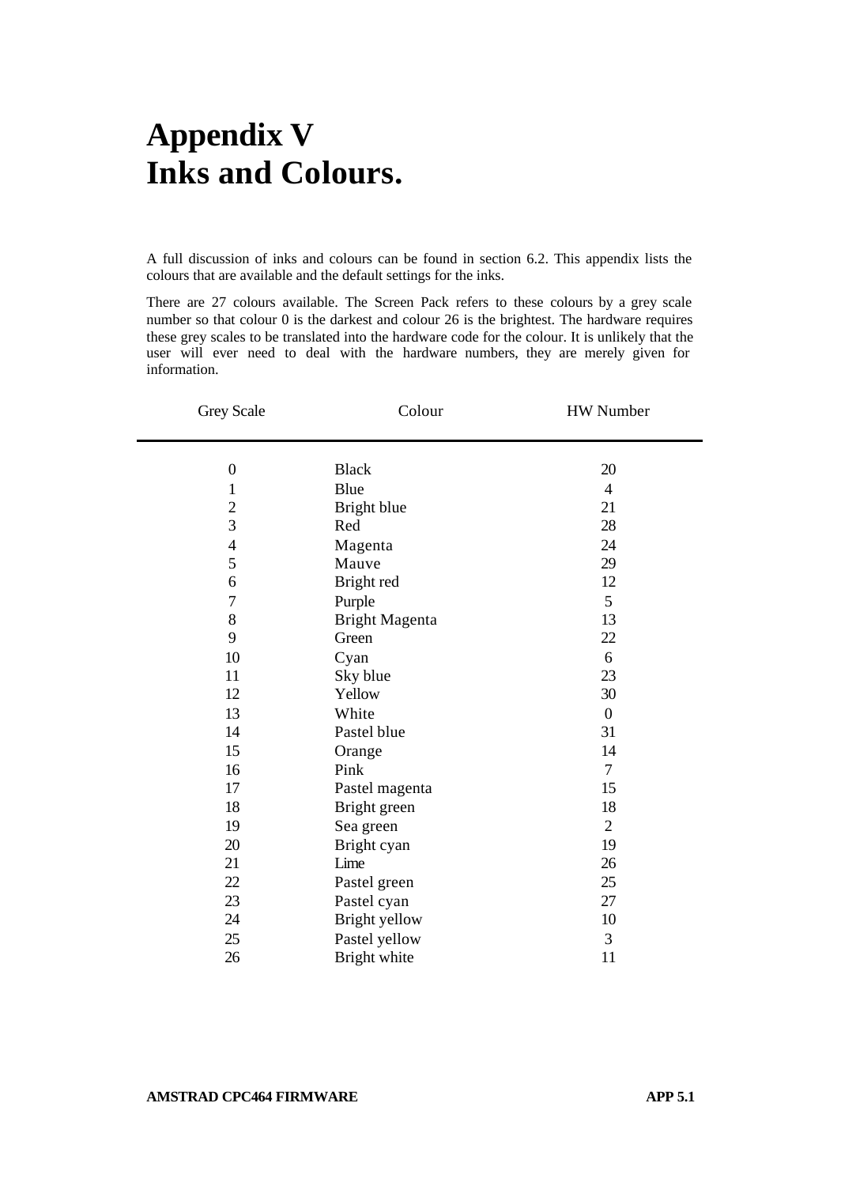# Appendix V
# Inks and Colours.

A full discussion of inks and colours can be found in section 6.2. This appendix lists the colours that are available and the default settings for the inks.

There are 27 colours available. The Screen Pack refers to these colours by a grey scale number so that colour 0 is the darkest and colour 26 is the brightest. The hardware requires these grey scales to be translated into the hardware code for the colour. It is unlikely that the user will ever need to deal with the hardware numbers, they are merely given for information.

| Grey Scale | Colour | HW Number |
|---|---|---|
| 0 | Black | 20 |
| 1 | Blue | 4 |
| 2 | Bright blue | 21 |
| 3 | Red | 28 |
| 4 | Magenta | 24 |
| 5 | Mauve | 29 |
| 6 | Bright red | 12 |
| 7 | Purple | 5 |
| 8 | Bright Magenta | 13 |
| 9 | Green | 22 |
| 10 | Cyan | 6 |
| 11 | Sky blue | 23 |
| 12 | Yellow | 30 |
| 13 | White | 0 |
| 14 | Pastel blue | 31 |
| 15 | Orange | 14 |
| 16 | Pink | 7 |
| 17 | Pastel magenta | 15 |
| 18 | Bright green | 18 |
| 19 | Sea green | 2 |
| 20 | Bright cyan | 19 |
| 21 | Lime | 26 |
| 22 | Pastel green | 25 |
| 23 | Pastel cyan | 27 |
| 24 | Bright yellow | 10 |
| 25 | Pastel yellow | 3 |
| 26 | Bright white | 11 |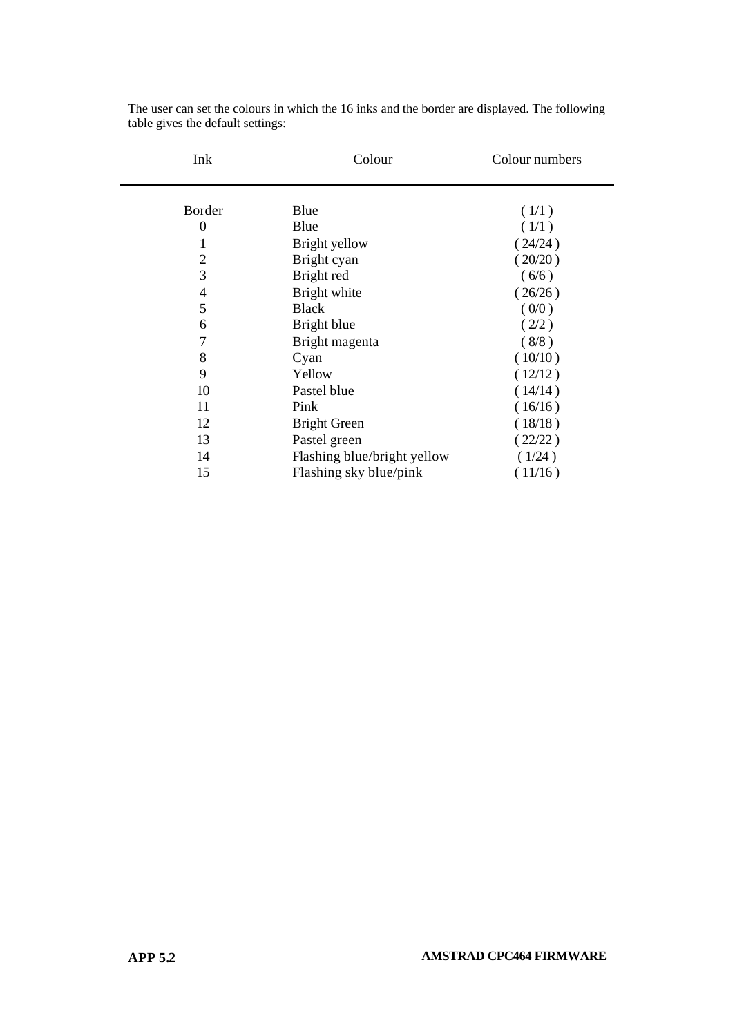The user can set the colours in which the 16 inks and the border are displayed. The following table gives the default settings:

| Ink | Colour | Colour numbers |
|---|---|---|
| Border | Blue | ( 1/1 ) |
| 0 | Blue | ( 1/1 ) |
| 1 | Bright yellow | ( 24/24 ) |
| 2 | Bright cyan | ( 20/20 ) |
| 3 | Bright red | ( 6/6 ) |
| 4 | Bright white | ( 26/26 ) |
| 5 | Black | ( 0/0 ) |
| 6 | Bright blue | ( 2/2 ) |
| 7 | Bright magenta | ( 8/8 ) |
| 8 | Cyan | ( 10/10 ) |
| 9 | Yellow | ( 12/12 ) |
| 10 | Pastel blue | ( 14/14 ) |
| 11 | Pink | ( 16/16 ) |
| 12 | Bright Green | ( 18/18 ) |
| 13 | Pastel green | ( 22/22 ) |
| 14 | Flashing blue/bright yellow | ( 1/24 ) |
| 15 | Flashing sky blue/pink | ( 11/16 ) |